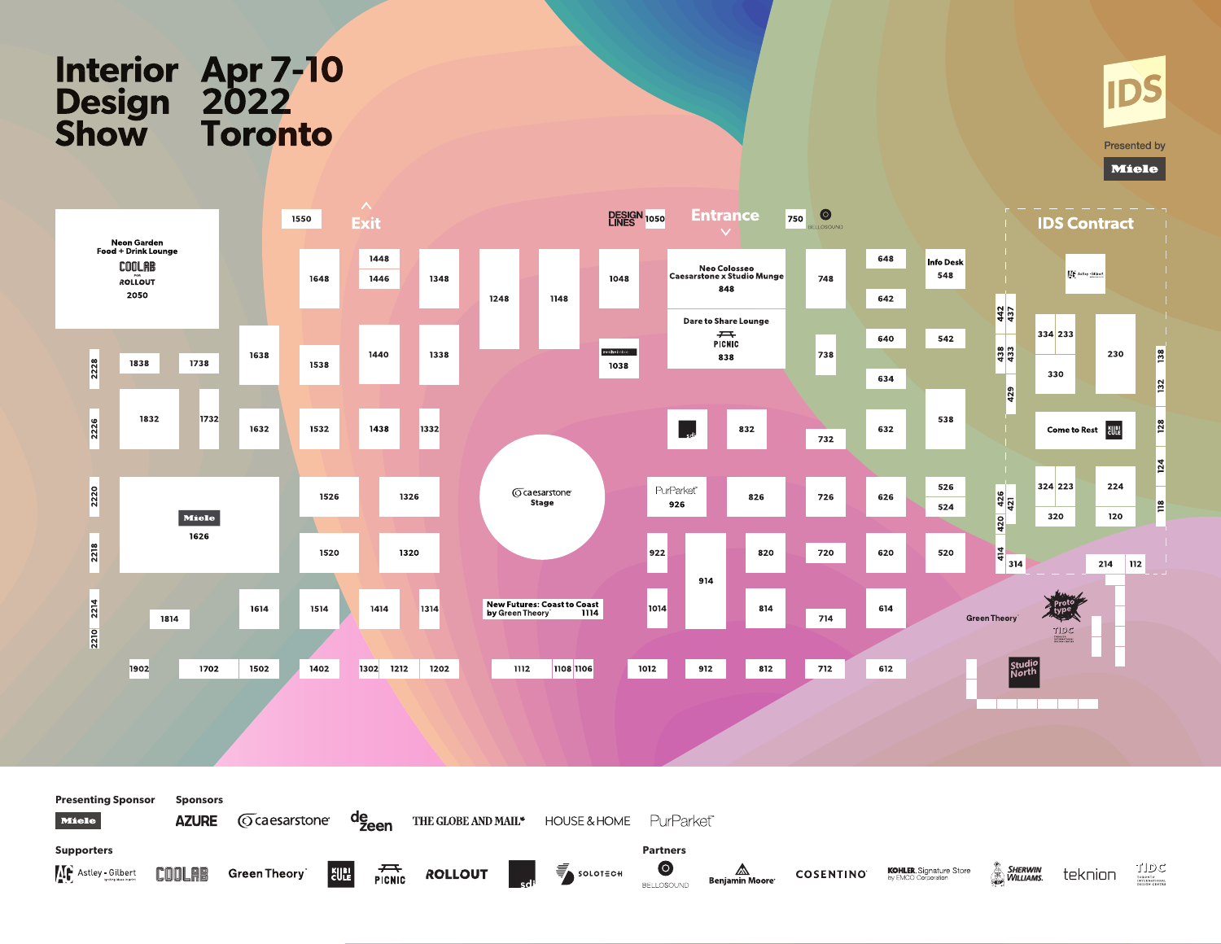# Interior Design Show

# Apr 7-10 2022 Toronto

IDS

Presented by Miele

Neon Garden Food + Drink Lounge
COOLAB for ROLLOUT
2050

1550

Exit

DESIGN LINES 1050

Entrance

750

BELLOSOUND

## IDS Contract

Info Desk
548

Neo Colosseo
Caesarstone x Studio Munge
848

Dare to Share Lounge
PICNIC
838

caesarstone Stage

Miele 1626

PurParket 926

New Futures: Coast to Coast by Green Theory 1114

Come to Rest

Green Theory

Prototype

TIDC

Studio North

1648, 1448, 1446, 1348, 1248, 1148, 1048, 748, 648, 642, 640, 634, 632, 542, 538, 526, 524, 520

2228, 1838, 1738, 1638, 1538, 1440, 1338, 1038, 738

2226, 1832, 1732, 1632, 1532, 1438, 1332, 832, 732

2220, 1526, 1326, 826, 726, 626

2218, 1520, 1320, 922, 914, 820, 720, 620

2214, 2210, 1814, 1614, 1514, 1414, 1314, 1014, 814, 714, 614

1902, 1702, 1502, 1402, 1302, 1212, 1202, 1112, 1108, 1106, 1012, 912, 812, 712, 612

442, 437, 438, 433, 429, 426, 421, 420, 414, 314, 334, 233, 330, 230, 324, 223, 320, 224, 120, 214, 112, 138, 132, 128, 124, 118

**Presenting Sponsor**

Miele

**Sponsors**

AZURE, caesarstone, dezeen, THE GLOBE AND MAIL, HOUSE & HOME, PurParket

**Supporters**

Astley Gilbert, COOLAB, Green Theory, KIBI CULE, PICNIC, ROLLOUT, sdi, SOLOTECH

**Partners**

BELLOSOUND, Benjamin Moore, COSENTINO, KOHLER Signature Store by EMCO Corporation, Sherwin Williams, teknion, TIDC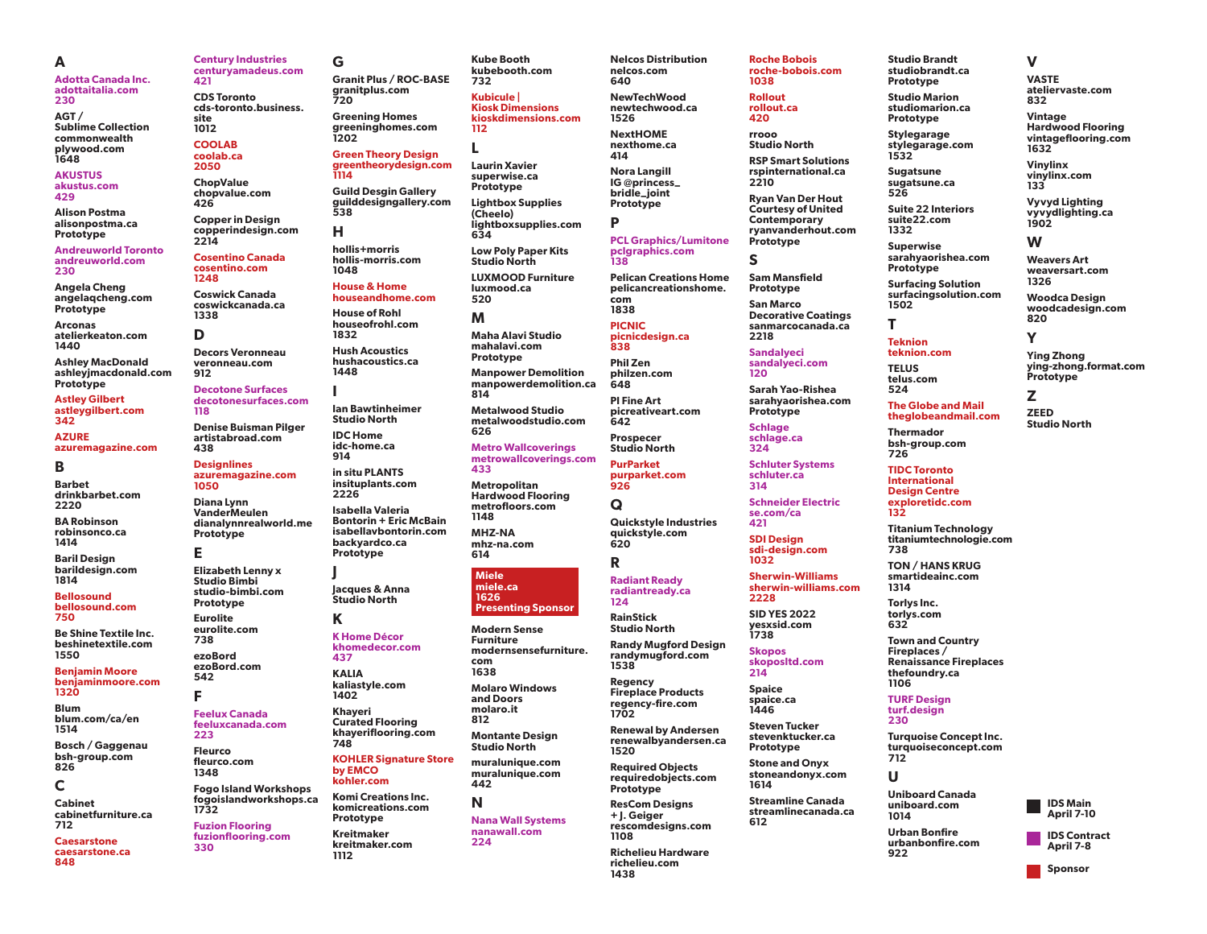## A

**Adotta Canada Inc.**
adottaitalia.com
230

**AGT / Sublime Collection**
commonwealth plywood.com
1648

**AKUSTUS**
akustus.com
429

**Alison Postma**
alisonpostma.ca
Prototype

**Andreuworld Toronto**
andreuworld.com
230

**Angela Cheng**
angelaqcheng.com
Prototype

**Arconas**
atelierkeaton.com
1440

**Ashley MacDonald**
ashleyjmacdonald.com
Prototype

**Astley Gilbert**
astleygilbert.com
342

**AZURE**
azuremagazine.com

## B

**Barbet**
drinkbarbet.com
2220

**BA Robinson**
robinsonco.ca
1414

**Baril Design**
barildesign.com
1814

**Bellosound**
bellosound.com
750

**Be Shine Textile Inc.**
beshinetextile.com
1550

**Benjamin Moore**
benjaminmoore.com
1320

**Blum**
blum.com/ca/en
1514

**Bosch / Gaggenau**
bsh-group.com
826

## C

**Cabinet**
cabinetfurniture.ca
712

**Caesarstone**
caesarstone.ca
848

**Century Industries**
centuryamadeus.com
421

**CDS Toronto**
cds-toronto.business.site
1012

**COOLAB**
coolab.ca
2050

**ChopValue**
chopvalue.com
426

**Copper in Design**
copperindesign.com
2214

**Cosentino Canada**
cosentino.com
1248

**Coswick Canada**
coswickcanada.ca
1338

## D

**Decors Veronneau**
veronneau.com
912

**Decotone Surfaces**
decotonesurfaces.com
118

**Denise Buisman Pilger**
artistabroad.com
438

**Designlines**
azuremagazine.com
1050

**Diana Lynn VanderMeulen**
dianalynnrealworld.me
Prototype

## E

**Elizabeth Lenny x Studio Bimbi**
studio-bimbi.com
Prototype

**Eurolite**
eurolite.com
738

**ezoBord**
ezoBord.com
542

## F

**Feelux Canada**
feeluxcanada.com
223

**Fleurco**
fleurco.com
1348

**Fogo Island Workshops**
fogoislandworkshops.ca
1732

**Fuzion Flooring**
fuzionflooring.com
330

## G

**Granit Plus / ROC-BASE**
granitplus.com
720

**Greening Homes**
greeninghomes.com
1202

**Green Theory Design**
greentheorydesign.com
1114

**Guild Desgin Gallery**
guilddesigngallery.com
538

## H

**hollis+morris**
hollis-morris.com
1048

**House & Home**
houseandhome.com

**House of Rohl**
houseofrohl.com
1832

**Hush Acoustics**
hushacoustics.ca
1448

## I

**Ian Bawtinheimer**
Studio North

**IDC Home**
idc-home.ca
914

**in situ PLANTS**
insituplants.com
2226

**Isabella Valeria Bontorin + Eric McBain**
isabellavbontorin.com
backyardco.ca
Prototype

## J

**Jacques & Anna**
Studio North

## K

**K Home Décor**
khomedecor.com
437

**KALIA**
kaliastyle.com
1402

**Khayeri Curated Flooring**
khayeriflooring.com
748

**KOHLER Signature Store by EMCO**
kohler.com

**Komi Creations Inc.**
komicreations.com
Prototype

**Kreitmaker**
kreitmaker.com
1112

**Kube Booth**
kubebooth.com
732

**Kubicule | Kiosk Dimensions**
kioskdimensions.com
112

## L

**Laurin Xavier**
superwise.ca
Prototype

**Lightbox Supplies (Cheelo)**
lightboxsupplies.com
634

**Low Poly Paper Kits**
Studio North

**LUXMOOD Furniture**
luxmood.ca
520

## M

**Maha Alavi Studio**
mahalavi.com
Prototype

**Manpower Demolition**
manpowerdemolition.ca
814

**Metalwood Studio**
metalwoodstudio.com
626

**Metro Wallcoverings**
metrowallcoverings.com
433

**Metropolitan Hardwood Flooring**
metrofloors.com
1148

**MHZ-NA**
mhz-na.com
614

**Miele**
miele.ca
1626
**Presenting Sponsor**

**Modern Sense Furniture**
modernsensefurniture.com
1638

**Molaro Windows and Doors**
molaro.it
812

**Montante Design**
Studio North

**muralunique.com**
muralunique.com
442

## N

**Nana Wall Systems**
nanawall.com
224

**Nelcos Distribution**
nelcos.com
640

**NewTechWood**
newtechwood.ca
1526

**NextHOME**
nexthome.ca
414

**Nora Langill**
IG @princess_bridle_joint
Prototype

## P

**PCL Graphics/Lumitone**
pclgraphics.com
138

**Pelican Creations Home**
pelicancreationshome.com
1838

**PICNIC**
picnicdesign.ca
838

**Phil Zen**
philzen.com
648

**PI Fine Art**
picreativeart.com
642

**Prospecer**
Studio North

**PurParket**
purparket.com
926

## Q

**Quickstyle Industries**
quickstyle.com
620

## R

**Radiant Ready**
radiantready.ca
124

**RainStick**
Studio North

**Randy Mugford Design**
randymugford.com
1538

**Regency Fireplace Products**
regency-fire.com
1702

**Renewal by Andersen**
renewalbyandersen.ca
1520

**Required Objects**
requiredobjects.com
Prototype

**ResCom Designs + J. Geiger**
rescomdesigns.com
1108

**Richelieu Hardware**
richelieu.com
1438

**Roche Bobois**
roche-bobois.com
1038

**Rollout**
rollout.ca
420

**rrooo**
Studio North

**RSP Smart Solutions**
rspinternational.ca
2210

**Ryan Van Der Hout Courtesy of United Contemporary**
ryanvanderhout.com
Prototype

## S

**Sam Mansfield**
Prototype

**San Marco Decorative Coatings**
sanmarcocanada.ca
2218

**Sandalyeci**
sandalyeci.com
120

**Sarah Yao-Rishea**
sarahyaorishea.com
Prototype

**Schlage**
schlage.ca
324

**Schluter Systems**
schluter.ca
314

**Schneider Electric**
se.com/ca
421

**SDI Design**
sdi-design.com
1032

**Sherwin-Williams**
sherwin-williams.com
2228

**SID YES 2022**
yesxsid.com
1738

**Skopos**
skoposltd.com
214

**Spaice**
spaice.ca
1446

**Steven Tucker**
steventucker.ca
Prototype

**Stone and Onyx**
stoneandonyx.com
1614

**Streamline Canada**
streamlinecanada.ca
612

**Studio Brandt**
studiobrandt.ca
Prototype

**Studio Marion**
studiomarion.ca
Prototype

**Stylegarage**
stylegarage.com
1532

**Sugatsune**
sugatsune.ca
526

**Suite 22 Interiors**
suite22.com
1332

**Superwise**
sarahyaorishea.com
Prototype

**Surfacing Solution**
surfacingsolution.com
1502

## T

**Teknion**
teknion.com

**TELUS**
telus.com
524

**The Globe and Mail**
theglobeandmail.com

**Thermador**
bsh-group.com
726

**TIDC Toronto International Design Centre**
exploretidc.com
132

**Titanium Technology**
titaniumtechnologie.com
738

**TON / HANS KRUG**
smartideainc.com
1314

**Torlys Inc.**
torlys.com
632

**Town and Country Fireplaces / Renaissance Fireplaces**
thefoundry.ca
1106

**TURF Design**
turf.design
230

**Turquoise Concept Inc.**
turquoiseconcept.com
712

## U

**Uniboard Canada**
uniboard.com
1014

**Urban Bonfire**
urbanbonfire.com
922

## V

**VASTE**
ateliervaste.com
832

**Vintage Hardwood Flooring**
vintageflooring.com
1632

**Vinylinx**
vinylinx.com
133

**Vyvyd Lighting**
vyvydlighting.ca
1902

## W

**Weavers Art**
weaversart.com
1326

**Woodca Design**
woodcadesign.com
820

## Y

**Ying Zhong**
ying-zhong.format.com
Prototype

## Z

**ZEED**
Studio North

**IDS Main**
April 7-10

**IDS Contract**
April 7-8

**Sponsor**